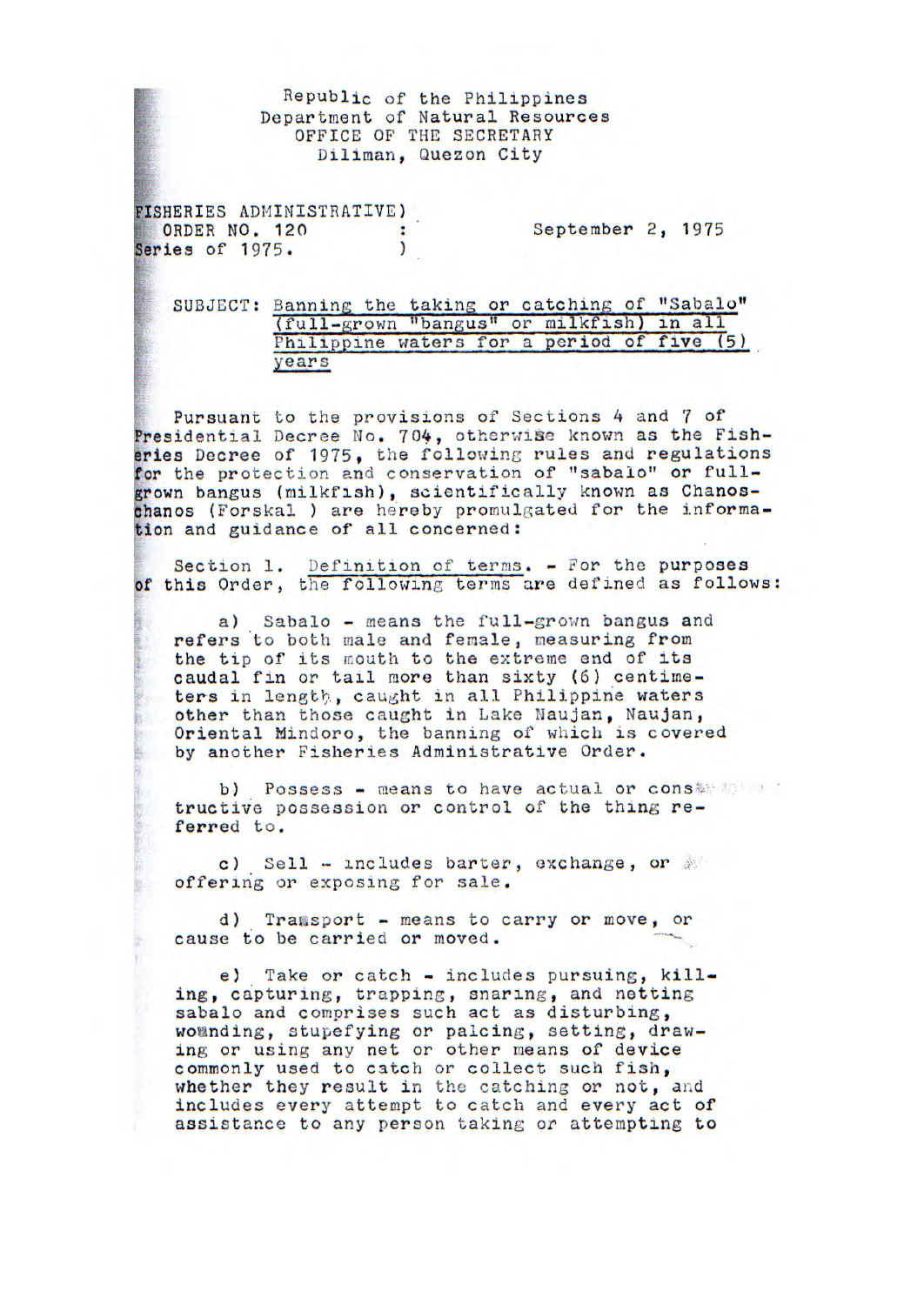Republic of the Philippines
Department of Natural Resources
OFFICE OF THE SECRETARY
Diliman, Quezon City

FISHERIES ADMINISTRATIVE) ORDER NO. 120 : Series of 1975. )

September 2, 1975

SUBJECT: Banning the taking or catching of "Sabalo" (full-grown "bangus" or milkfish) in all Philippine waters for a period of five (5) years

Pursuant to the provisions of Sections 4 and 7 of Presidential Decree No. 704, otherwise known as the Fisheries Decree of 1975, the following rules and regulations for the protection and conservation of "sabalo" or full-grown bangus (milkfish), scientifically known as Chanos chanos (Forskal ) are hereby promulgated for the information and guidance of all concerned:

Section 1. Definition of terms. - For the purposes of this Order, the following terms are defined as follows:

a) Sabalo - means the full-grown bangus and refers to both male and female, measuring from the tip of its mouth to the extreme end of its caudal fin or tail more than sixty (6) centimeters in length, caught in all Philippine waters other than those caught in Lake Naujan, Naujan, Oriental Mindoro, the banning of which is covered by another Fisheries Administrative Order.

b) Possess - means to have actual or constructive possession or control of the thing referred to.

c) Sell - includes barter, exchange, or offering or exposing for sale.

d) Transport - means to carry or move, or cause to be carried or moved.

e) Take or catch - includes pursuing, killing, capturing, trapping, snaring, and netting sabalo and comprises such act as disturbing, wounding, stupefying or palcing, setting, drawing or using any net or other means of device commonly used to catch or collect such fish, whether they result in the catching or not, and includes every attempt to catch and every act of assistance to any person taking or attempting to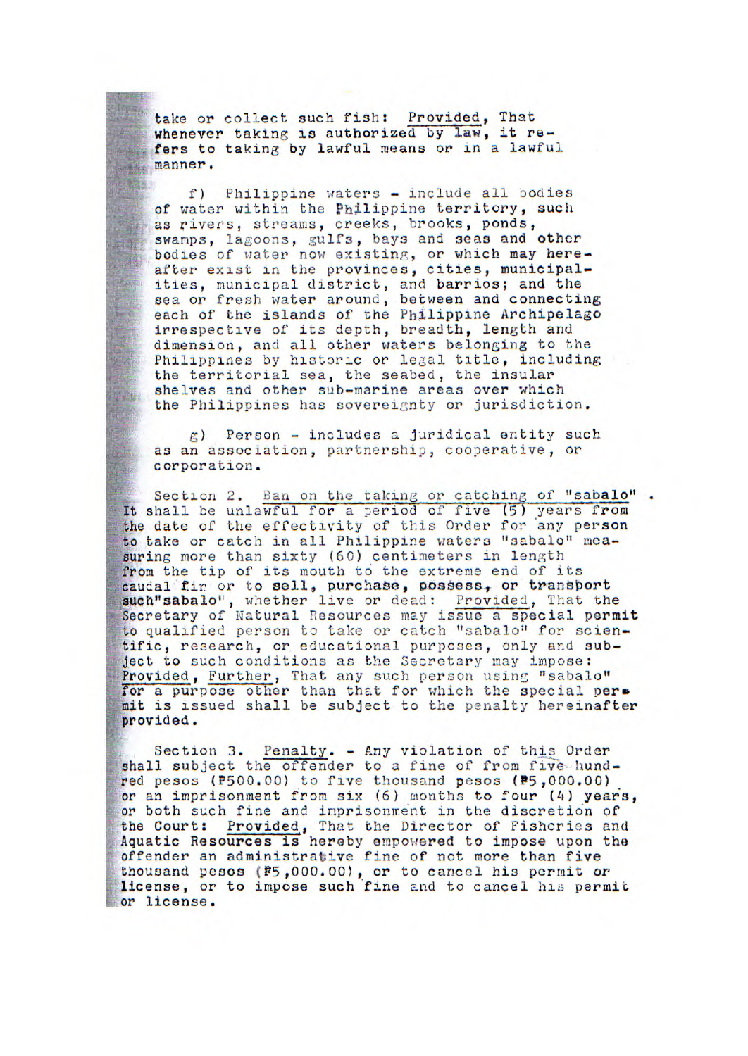take or collect such fish: Provided, That whenever taking is authorized by law, it refers to taking by lawful means or in a lawful manner.

f) Philippine waters - include all bodies of water within the Philippine territory, such as rivers, streams, creeks, brooks, ponds, swamps, lagoons, gulfs, bays and seas and other bodies of water now existing, or which may hereafter exist in the provinces, cities, municipalities, municipal district, and barrios; and the sea or fresh water around, between and connecting each of the islands of the Philippine Archipelago irrespective of its depth, breadth, length and dimension, and all other waters belonging to the Philippines by historic or legal title, including the territorial sea, the seabed, the insular shelves and other sub-marine areas over which the Philippines has sovereignty or jurisdiction.

g) Person - includes a juridical entity such as an association, partnership, cooperative, or corporation.

Section 2. Ban on the taking or catching of "sabalo". It shall be unlawful for a period of five (5) years from the date of the effectivity of this Order for any person to take or catch in all Philippine waters "sabalo" measuring more than sixty (60) centimeters in length from the tip of its mouth to the extreme end of its caudal fin or to sell, purchase, possess, or transport such"sabalo", whether live or dead: Provided, That the Secretary of Natural Resources may issue a special permit to qualified person to take or catch "sabalo" for scientific, research, or educational purposes, only and subject to such conditions as the Secretary may impose: Provided, Further, That any such person using "sabalo" for a purpose other than that for which the special permit is issued shall be subject to the penalty hereinafter provided.

Section 3. Penalty. - Any violation of this Order shall subject the offender to a fine of from five hundred pesos (₱500.00) to five thousand pesos (₱5,000.00) or an imprisonment from six (6) months to four (4) years, or both such fine and imprisonment in the discretion of the Court: Provided, That the Director of Fisheries and Aquatic Resources is hereby empowered to impose upon the offender an administrative fine of not more than five thousand pesos (₱5,000.00), or to cancel his permit or license, or to impose such fine and to cancel his permit or license.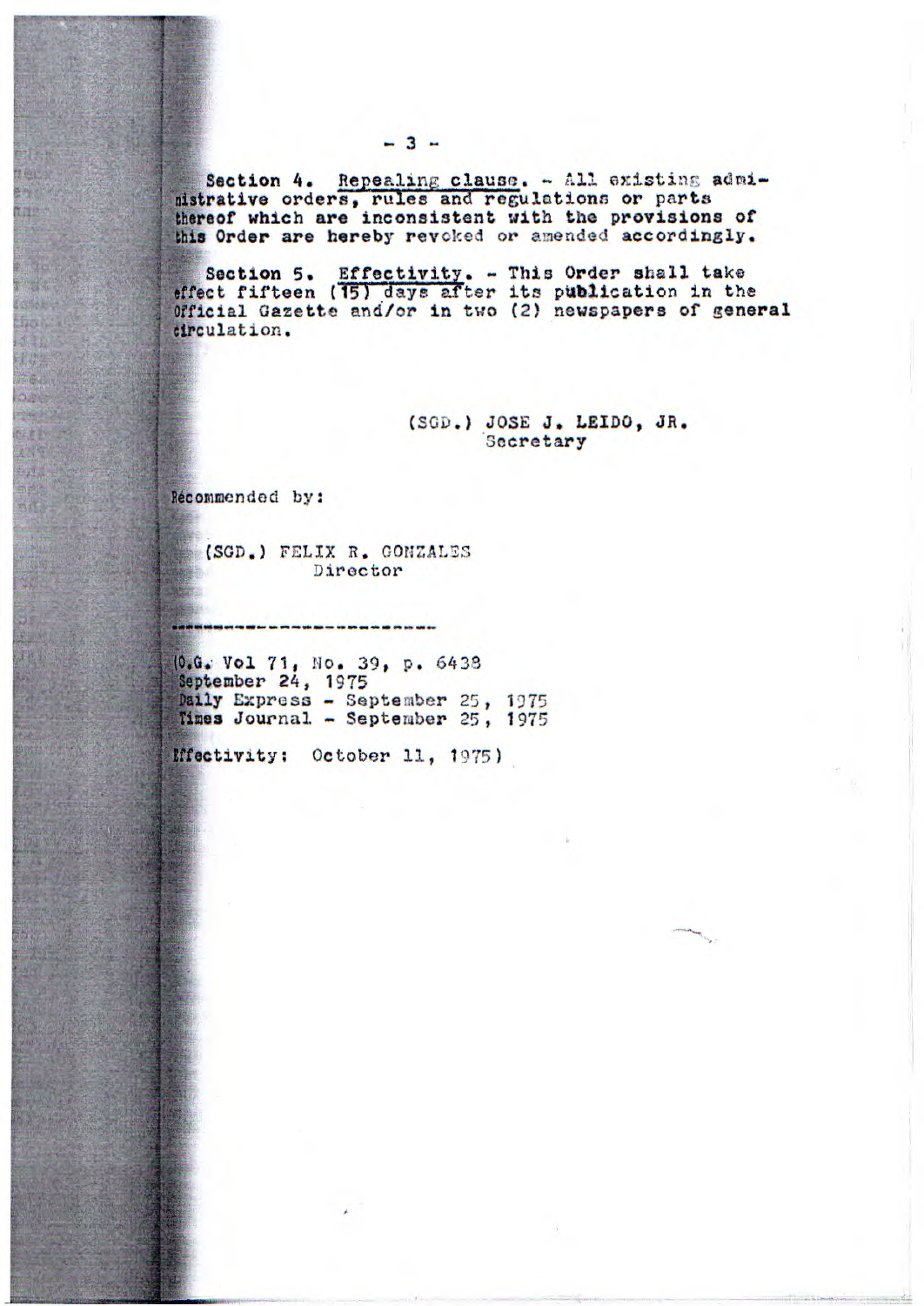Section 4. Repealing clause. - All existing administrative orders, rules and regulations or parts thereof which are inconsistent with the provisions of this Order are hereby revoked or amended accordingly.

Section 5. Effectivity. - This Order shall take effect fifteen (15) days after its publication in the Official Gazette and/or in two (2) newspapers of general circulation.

(SGD.) JOSE J. LEIDO, JR.
Secretary

Recommended by:

(SGD.) FELIX R. GONZALES
Director

---

(O.G. Vol 71, No. 39, p. 6438
September 24, 1975
Daily Express - September 25, 1975
Times Journal - September 25, 1975

Effectivity: October 11, 1975)